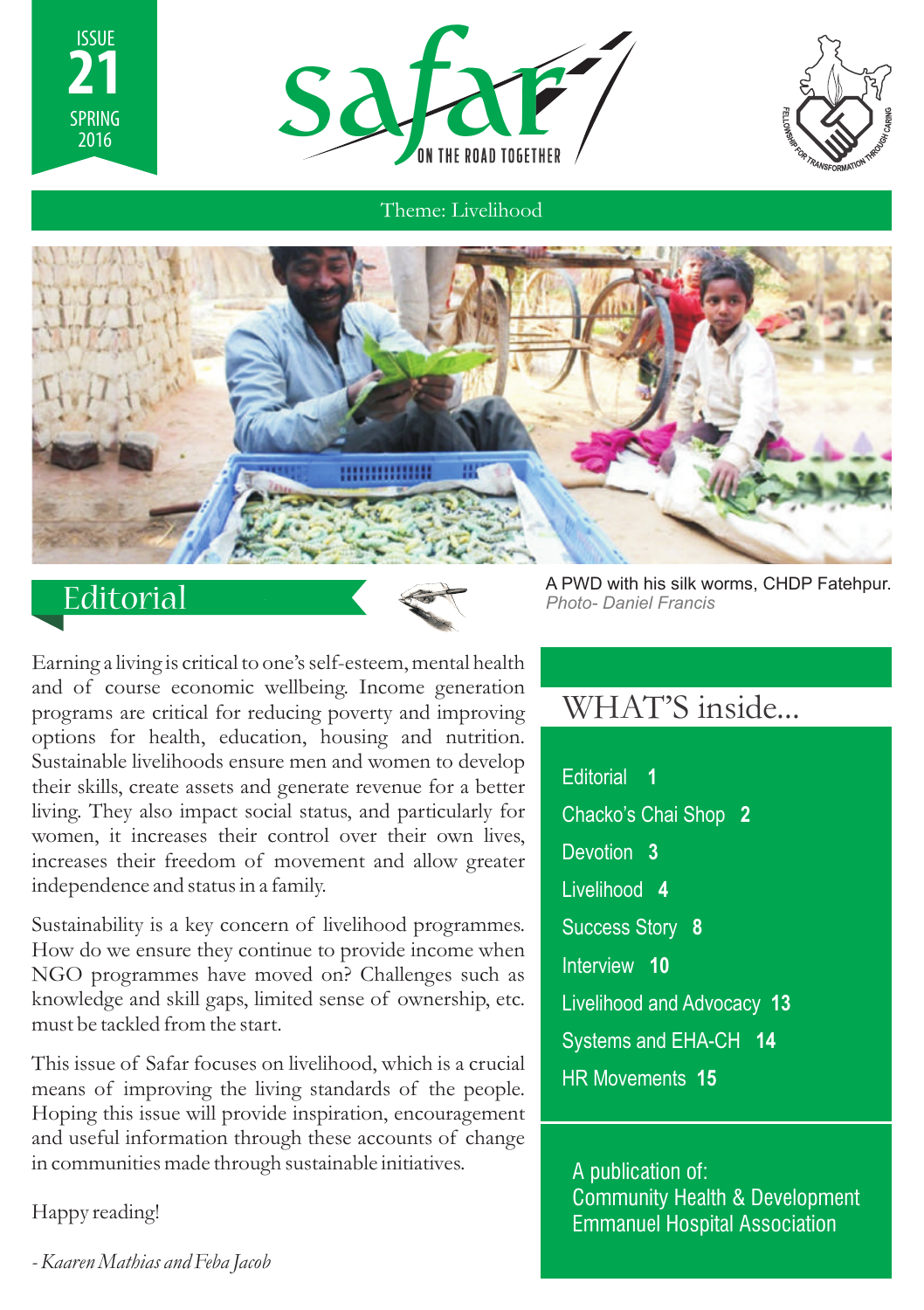ISSUE 21 SPRING 2016

# safar

ON THE ROAD TOGETHER

FELLOWSHIP FOR TRANSFORMATION THROUGH CARING

Theme: Livelihood

A PWD with his silk worms, CHDP Fatehpur.
*Photo- Daniel Francis*

## Editorial

Earning a living is critical to one's self-esteem, mental health and of course economic wellbeing. Income generation programs are critical for reducing poverty and improving options for health, education, housing and nutrition. Sustainable livelihoods ensure men and women to develop their skills, create assets and generate revenue for a better living. They also impact social status, and particularly for women, it increases their control over their own lives, increases their freedom of movement and allow greater independence and status in a family.

Sustainability is a key concern of livelihood programmes. How do we ensure they continue to provide income when NGO programmes have moved on? Challenges such as knowledge and skill gaps, limited sense of ownership, etc. must be tackled from the start.

This issue of Safar focuses on livelihood, which is a crucial means of improving the living standards of the people. Hoping this issue will provide inspiration, encouragement and useful information through these accounts of change in communities made through sustainable initiatives.

Happy reading!

*- Kaaren Mathias and Feba Jacob*

## WHAT'S inside...

- Editorial **1**
- Chacko's Chai Shop **2**
- Devotion **3**
- Livelihood **4**
- Success Story **8**
- Interview **10**
- Livelihood and Advocacy **13**
- Systems and EHA-CH **14**
- HR Movements **15**

A publication of:
Community Health & Development
Emmanuel Hospital Association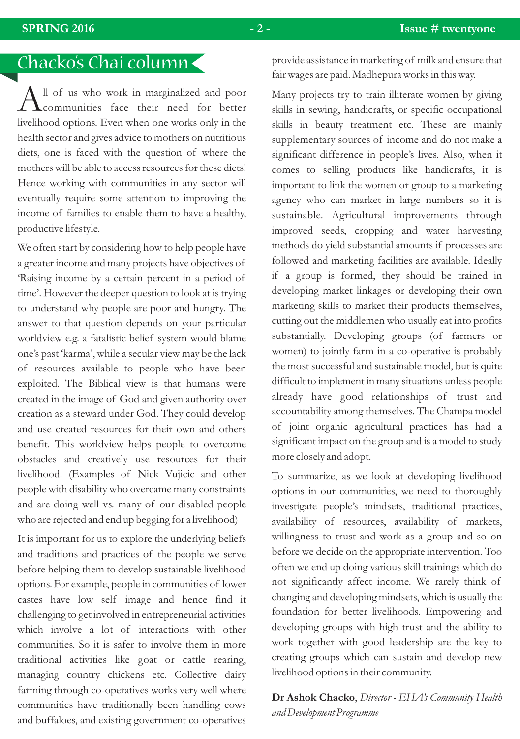# Chacko's Chai column

All of us who work in marginalized and poor communities face their need for better livelihood options. Even when one works only in the health sector and gives advice to mothers on nutritious diets, one is faced with the question of where the mothers will be able to access resources for these diets! Hence working with communities in any sector will eventually require some attention to improving the income of families to enable them to have a healthy, productive lifestyle.

We often start by considering how to help people have a greater income and many projects have objectives of 'Raising income by a certain percent in a period of time'. However the deeper question to look at is trying to understand why people are poor and hungry. The answer to that question depends on your particular worldview e.g. a fatalistic belief system would blame one's past 'karma', while a secular view may be the lack of resources available to people who have been exploited. The Biblical view is that humans were created in the image of God and given authority over creation as a steward under God. They could develop and use created resources for their own and others benefit. This worldview helps people to overcome obstacles and creatively use resources for their livelihood. (Examples of Nick Vujicic and other people with disability who overcame many constraints and are doing well vs. many of our disabled people who are rejected and end up begging for a livelihood)

It is important for us to explore the underlying beliefs and traditions and practices of the people we serve before helping them to develop sustainable livelihood options. For example, people in communities of lower castes have low self image and hence find it challenging to get involved in entrepreneurial activities which involve a lot of interactions with other communities. So it is safer to involve them in more traditional activities like goat or cattle rearing, managing country chickens etc. Collective dairy farming through co-operatives works very well where communities have traditionally been handling cows and buffaloes, and existing government co-operatives provide assistance in marketing of milk and ensure that fair wages are paid. Madhepura works in this way.

Many projects try to train illiterate women by giving skills in sewing, handicrafts, or specific occupational skills in beauty treatment etc. These are mainly supplementary sources of income and do not make a significant difference in people's lives. Also, when it comes to selling products like handicrafts, it is important to link the women or group to a marketing agency who can market in large numbers so it is sustainable. Agricultural improvements through improved seeds, cropping and water harvesting methods do yield substantial amounts if processes are followed and marketing facilities are available. Ideally if a group is formed, they should be trained in developing market linkages or developing their own marketing skills to market their products themselves, cutting out the middlemen who usually eat into profits substantially. Developing groups (of farmers or women) to jointly farm in a co-operative is probably the most successful and sustainable model, but is quite difficult to implement in many situations unless people already have good relationships of trust and accountability among themselves. The Champa model of joint organic agricultural practices has had a significant impact on the group and is a model to study more closely and adopt.

To summarize, as we look at developing livelihood options in our communities, we need to thoroughly investigate people's mindsets, traditional practices, availability of resources, availability of markets, willingness to trust and work as a group and so on before we decide on the appropriate intervention. Too often we end up doing various skill trainings which do not significantly affect income. We rarely think of changing and developing mindsets, which is usually the foundation for better livelihoods. Empowering and developing groups with high trust and the ability to work together with good leadership are the key to creating groups which can sustain and develop new livelihood options in their community.

**Dr Ashok Chacko**, *Director - EHA's Community Health and Development Programme*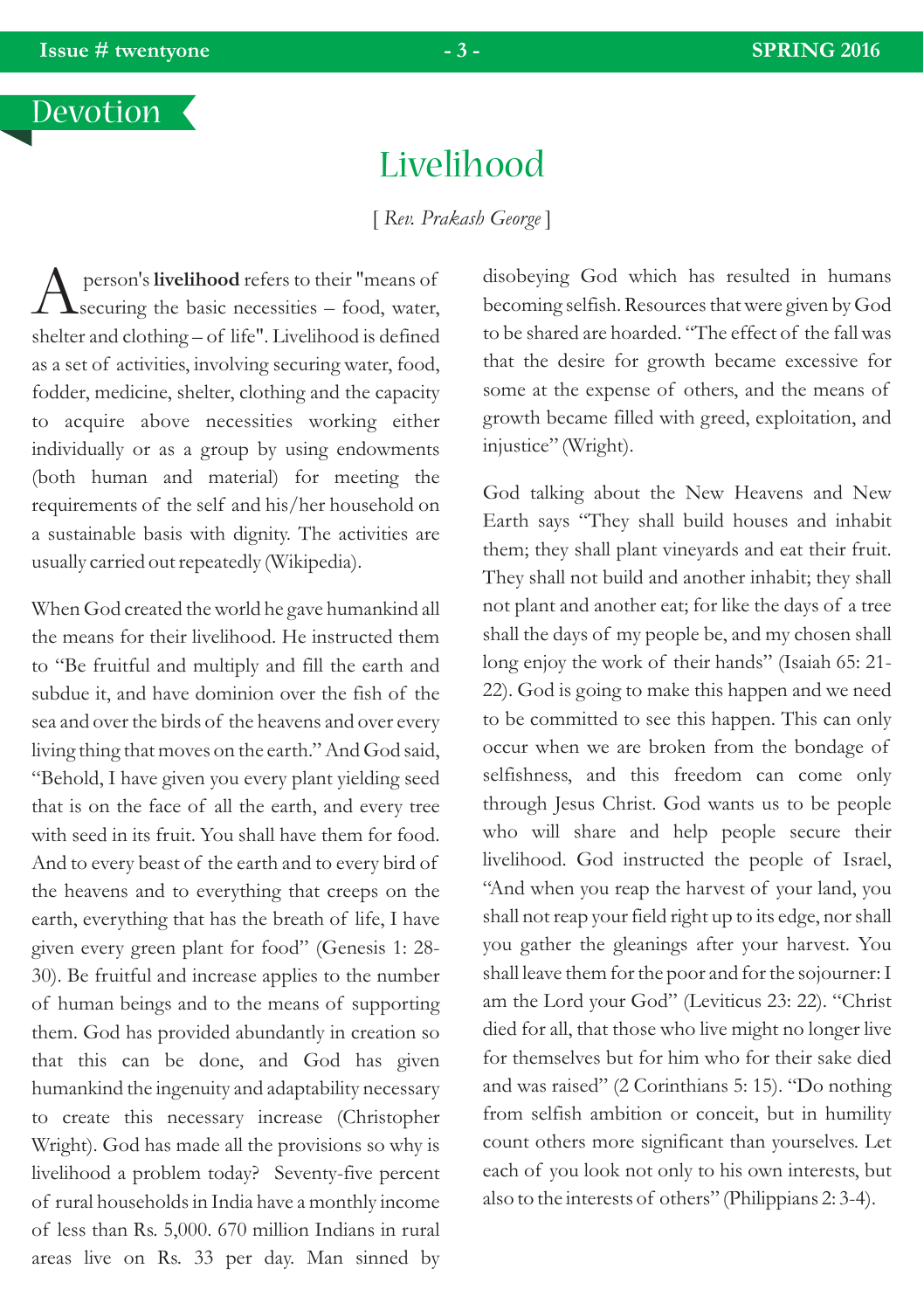## Devotion

# Livelihood

[ *Rev. Prakash George* ]

A person's **livelihood** refers to their "means of securing the basic necessities – food, water, shelter and clothing – of life". Livelihood is defined as a set of activities, involving securing water, food, fodder, medicine, shelter, clothing and the capacity to acquire above necessities working either individually or as a group by using endowments (both human and material) for meeting the requirements of the self and his/her household on a sustainable basis with dignity. The activities are usually carried out repeatedly (Wikipedia).

When God created the world he gave humankind all the means for their livelihood. He instructed them to "Be fruitful and multiply and fill the earth and subdue it, and have dominion over the fish of the sea and over the birds of the heavens and over every living thing that moves on the earth." And God said, "Behold, I have given you every plant yielding seed that is on the face of all the earth, and every tree with seed in its fruit. You shall have them for food. And to every beast of the earth and to every bird of the heavens and to everything that creeps on the earth, everything that has the breath of life, I have given every green plant for food" (Genesis 1: 28-30). Be fruitful and increase applies to the number of human beings and to the means of supporting them. God has provided abundantly in creation so that this can be done, and God has given humankind the ingenuity and adaptability necessary to create this necessary increase (Christopher Wright). God has made all the provisions so why is livelihood a problem today? Seventy-five percent of rural households in India have a monthly income of less than Rs. 5,000. 670 million Indians in rural areas live on Rs. 33 per day. Man sinned by disobeying God which has resulted in humans becoming selfish. Resources that were given by God to be shared are hoarded. "The effect of the fall was that the desire for growth became excessive for some at the expense of others, and the means of growth became filled with greed, exploitation, and injustice" (Wright).

God talking about the New Heavens and New Earth says "They shall build houses and inhabit them; they shall plant vineyards and eat their fruit. They shall not build and another inhabit; they shall not plant and another eat; for like the days of a tree shall the days of my people be, and my chosen shall long enjoy the work of their hands" (Isaiah 65: 21-22). God is going to make this happen and we need to be committed to see this happen. This can only occur when we are broken from the bondage of selfishness, and this freedom can come only through Jesus Christ. God wants us to be people who will share and help people secure their livelihood. God instructed the people of Israel, "And when you reap the harvest of your land, you shall not reap your field right up to its edge, nor shall you gather the gleanings after your harvest. You shall leave them for the poor and for the sojourner: I am the Lord your God" (Leviticus 23: 22). "Christ died for all, that those who live might no longer live for themselves but for him who for their sake died and was raised" (2 Corinthians 5: 15). "Do nothing from selfish ambition or conceit, but in humility count others more significant than yourselves. Let each of you look not only to his own interests, but also to the interests of others" (Philippians 2: 3-4).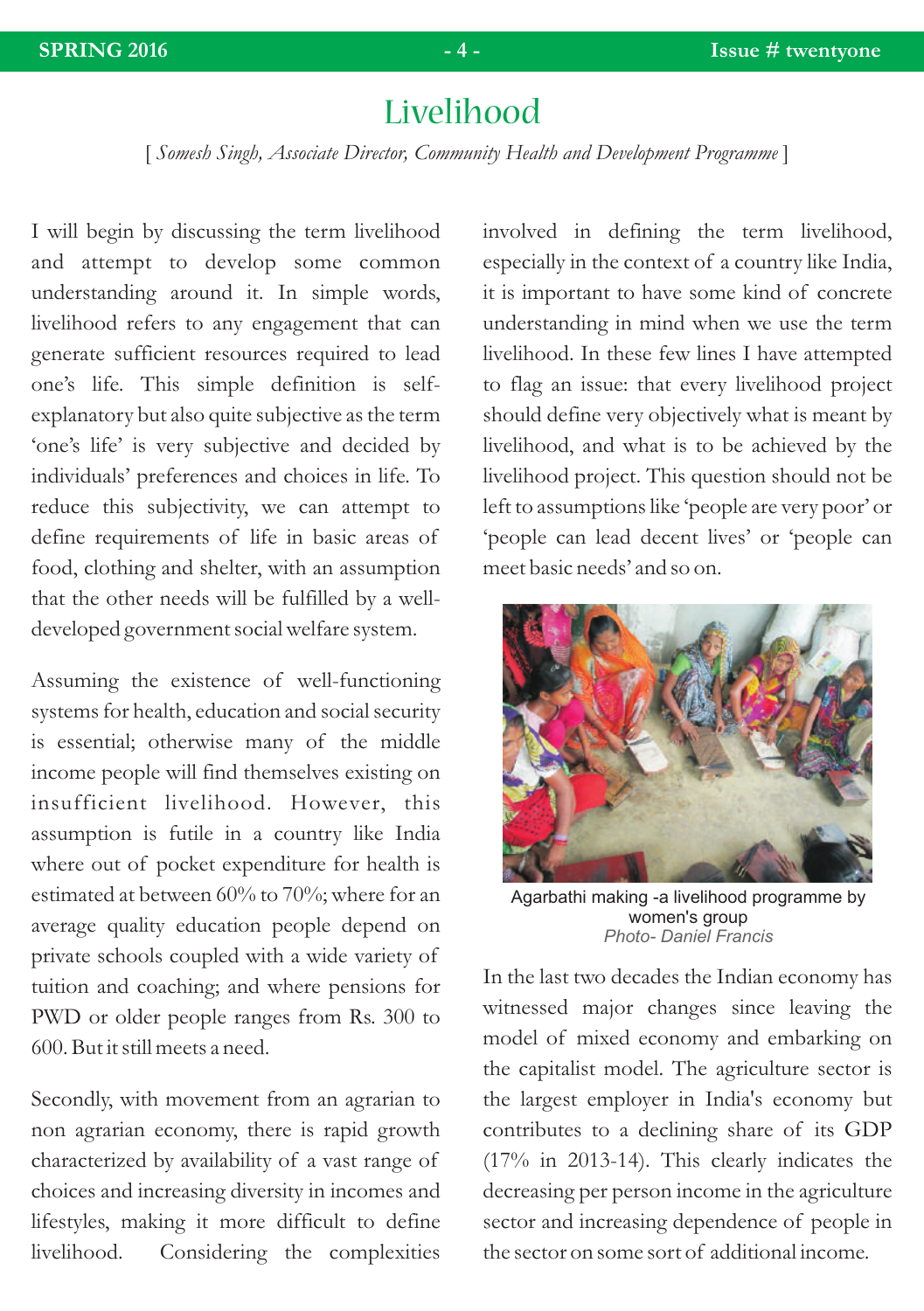# Livelihood

[ *Somesh Singh, Associate Director, Community Health and Development Programme* ]

I will begin by discussing the term livelihood and attempt to develop some common understanding around it. In simple words, livelihood refers to any engagement that can generate sufficient resources required to lead one's life. This simple definition is self-explanatory but also quite subjective as the term 'one's life' is very subjective and decided by individuals' preferences and choices in life. To reduce this subjectivity, we can attempt to define requirements of life in basic areas of food, clothing and shelter, with an assumption that the other needs will be fulfilled by a well-developed government social welfare system.

Assuming the existence of well-functioning systems for health, education and social security is essential; otherwise many of the middle income people will find themselves existing on insufficient livelihood. However, this assumption is futile in a country like India where out of pocket expenditure for health is estimated at between 60% to 70%; where for an average quality education people depend on private schools coupled with a wide variety of tuition and coaching; and where pensions for PWD or older people ranges from Rs. 300 to 600. But it still meets a need.

Secondly, with movement from an agrarian to non agrarian economy, there is rapid growth characterized by availability of a vast range of choices and increasing diversity in incomes and lifestyles, making it more difficult to define livelihood. Considering the complexities involved in defining the term livelihood, especially in the context of a country like India, it is important to have some kind of concrete understanding in mind when we use the term livelihood. In these few lines I have attempted to flag an issue: that every livelihood project should define very objectively what is meant by livelihood, and what is to be achieved by the livelihood project. This question should not be left to assumptions like 'people are very poor' or 'people can lead decent lives' or 'people can meet basic needs' and so on.

Agarbathi making -a livelihood programme by women's group
*Photo- Daniel Francis*

In the last two decades the Indian economy has witnessed major changes since leaving the model of mixed economy and embarking on the capitalist model. The agriculture sector is the largest employer in India's economy but contributes to a declining share of its GDP (17% in 2013-14). This clearly indicates the decreasing per person income in the agriculture sector and increasing dependence of people in the sector on some sort of additional income.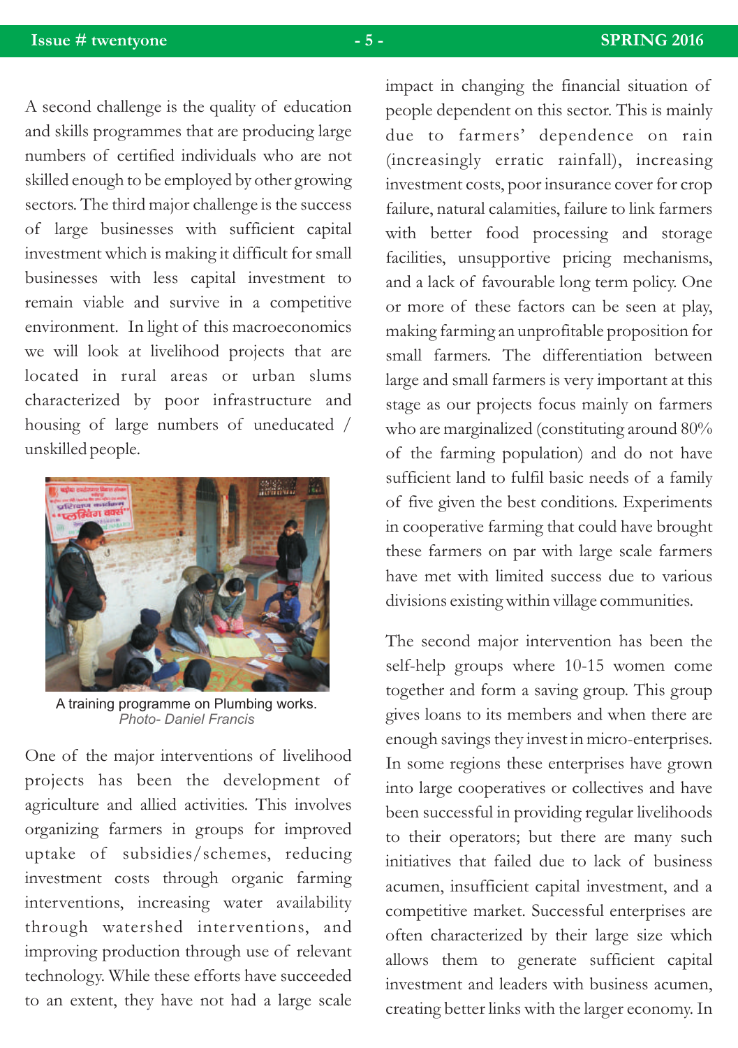A second challenge is the quality of education and skills programmes that are producing large numbers of certified individuals who are not skilled enough to be employed by other growing sectors. The third major challenge is the success of large businesses with sufficient capital investment which is making it difficult for small businesses with less capital investment to remain viable and survive in a competitive environment. In light of this macroeconomics we will look at livelihood projects that are located in rural areas or urban slums characterized by poor infrastructure and housing of large numbers of uneducated / unskilled people.

A training programme on Plumbing works.
*Photo- Daniel Francis*

One of the major interventions of livelihood projects has been the development of agriculture and allied activities. This involves organizing farmers in groups for improved uptake of subsidies/schemes, reducing investment costs through organic farming interventions, increasing water availability through watershed interventions, and improving production through use of relevant technology. While these efforts have succeeded to an extent, they have not had a large scale impact in changing the financial situation of people dependent on this sector. This is mainly due to farmers' dependence on rain (increasingly erratic rainfall), increasing investment costs, poor insurance cover for crop failure, natural calamities, failure to link farmers with better food processing and storage facilities, unsupportive pricing mechanisms, and a lack of favourable long term policy. One or more of these factors can be seen at play, making farming an unprofitable proposition for small farmers. The differentiation between large and small farmers is very important at this stage as our projects focus mainly on farmers who are marginalized (constituting around 80% of the farming population) and do not have sufficient land to fulfil basic needs of a family of five given the best conditions. Experiments in cooperative farming that could have brought these farmers on par with large scale farmers have met with limited success due to various divisions existing within village communities.

The second major intervention has been the self-help groups where 10-15 women come together and form a saving group. This group gives loans to its members and when there are enough savings they invest in micro-enterprises. In some regions these enterprises have grown into large cooperatives or collectives and have been successful in providing regular livelihoods to their operators; but there are many such initiatives that failed due to lack of business acumen, insufficient capital investment, and a competitive market. Successful enterprises are often characterized by their large size which allows them to generate sufficient capital investment and leaders with business acumen, creating better links with the larger economy. In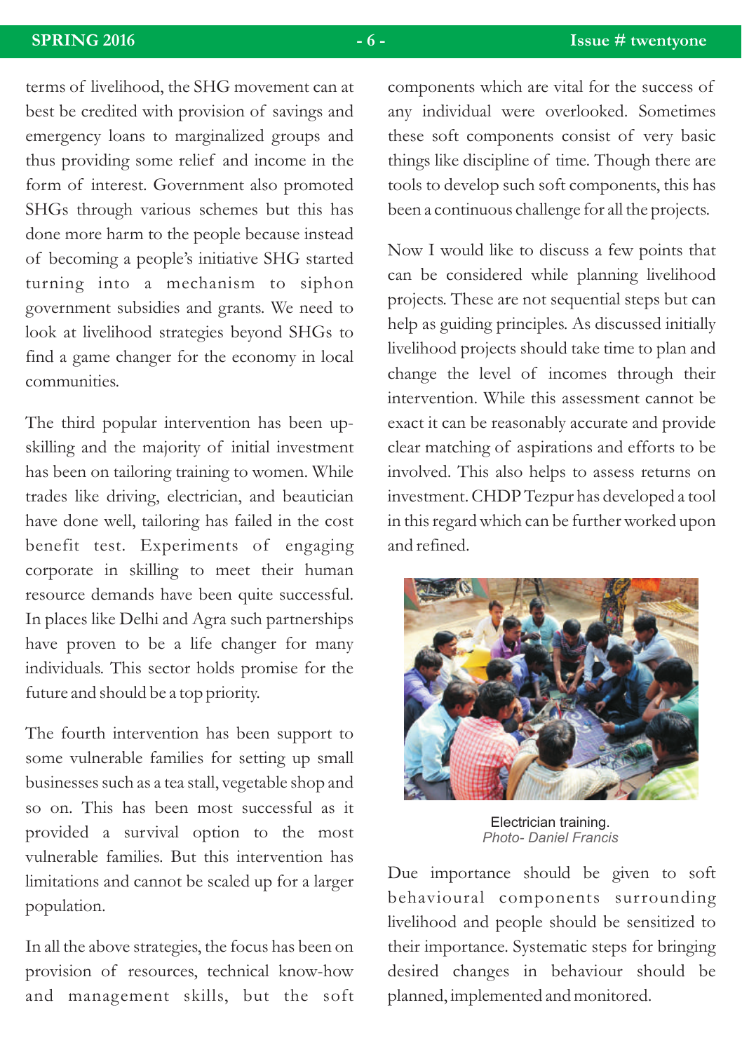terms of livelihood, the SHG movement can at best be credited with provision of savings and emergency loans to marginalized groups and thus providing some relief and income in the form of interest. Government also promoted SHGs through various schemes but this has done more harm to the people because instead of becoming a people's initiative SHG started turning into a mechanism to siphon government subsidies and grants. We need to look at livelihood strategies beyond SHGs to find a game changer for the economy in local communities.

The third popular intervention has been up-skilling and the majority of initial investment has been on tailoring training to women. While trades like driving, electrician, and beautician have done well, tailoring has failed in the cost benefit test. Experiments of engaging corporate in skilling to meet their human resource demands have been quite successful. In places like Delhi and Agra such partnerships have proven to be a life changer for many individuals. This sector holds promise for the future and should be a top priority.

The fourth intervention has been support to some vulnerable families for setting up small businesses such as a tea stall, vegetable shop and so on. This has been most successful as it provided a survival option to the most vulnerable families. But this intervention has limitations and cannot be scaled up for a larger population.

In all the above strategies, the focus has been on provision of resources, technical know-how and management skills, but the soft components which are vital for the success of any individual were overlooked. Sometimes these soft components consist of very basic things like discipline of time. Though there are tools to develop such soft components, this has been a continuous challenge for all the projects.

Now I would like to discuss a few points that can be considered while planning livelihood projects. These are not sequential steps but can help as guiding principles. As discussed initially livelihood projects should take time to plan and change the level of incomes through their intervention. While this assessment cannot be exact it can be reasonably accurate and provide clear matching of aspirations and efforts to be involved. This also helps to assess returns on investment. CHDP Tezpur has developed a tool in this regard which can be further worked upon and refined.

Electrician training.
*Photo- Daniel Francis*

Due importance should be given to soft behavioural components surrounding livelihood and people should be sensitized to their importance. Systematic steps for bringing desired changes in behaviour should be planned, implemented and monitored.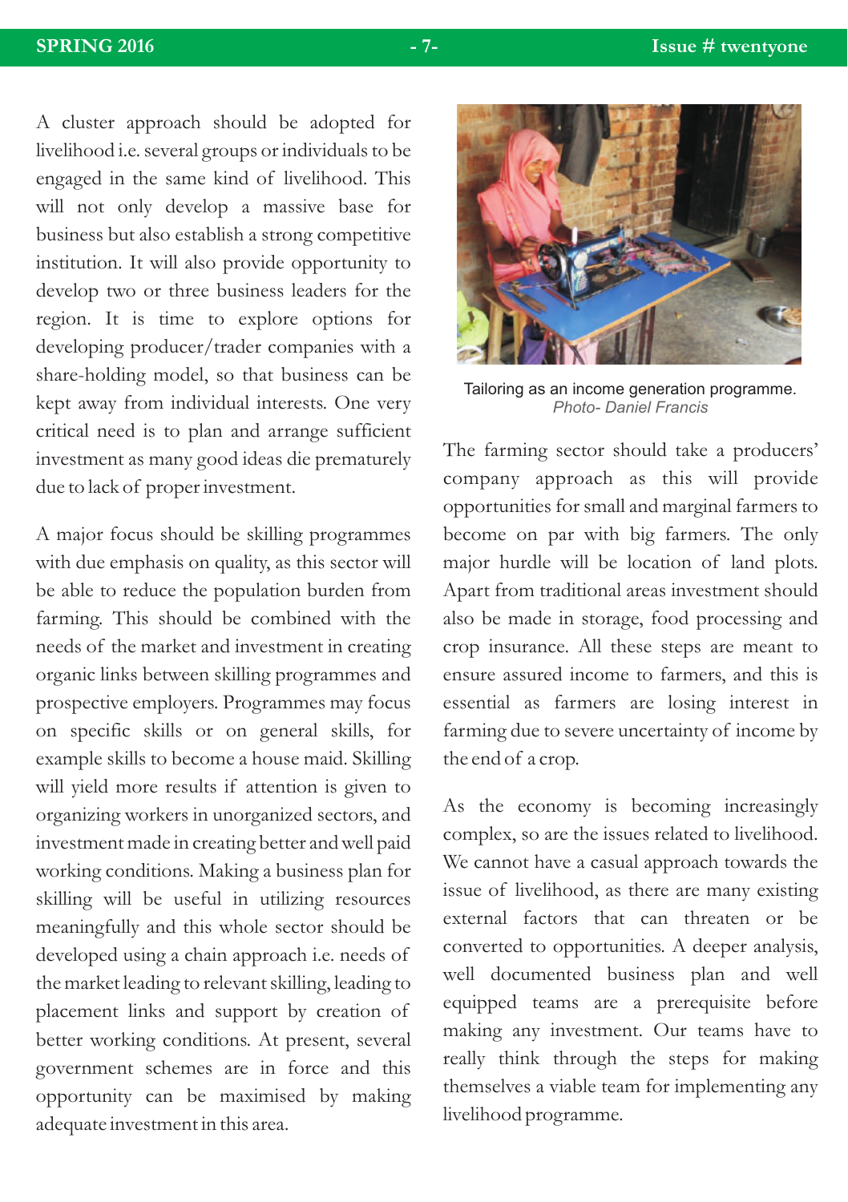A cluster approach should be adopted for livelihood i.e. several groups or individuals to be engaged in the same kind of livelihood. This will not only develop a massive base for business but also establish a strong competitive institution. It will also provide opportunity to develop two or three business leaders for the region. It is time to explore options for developing producer/trader companies with a share-holding model, so that business can be kept away from individual interests. One very critical need is to plan and arrange sufficient investment as many good ideas die prematurely due to lack of proper investment.

A major focus should be skilling programmes with due emphasis on quality, as this sector will be able to reduce the population burden from farming. This should be combined with the needs of the market and investment in creating organic links between skilling programmes and prospective employers. Programmes may focus on specific skills or on general skills, for example skills to become a house maid. Skilling will yield more results if attention is given to organizing workers in unorganized sectors, and investment made in creating better and well paid working conditions. Making a business plan for skilling will be useful in utilizing resources meaningfully and this whole sector should be developed using a chain approach i.e. needs of the market leading to relevant skilling, leading to placement links and support by creation of better working conditions. At present, several government schemes are in force and this opportunity can be maximised by making adequate investment in this area.

Tailoring as an income generation programme.
*Photo- Daniel Francis*

The farming sector should take a producers' company approach as this will provide opportunities for small and marginal farmers to become on par with big farmers. The only major hurdle will be location of land plots. Apart from traditional areas investment should also be made in storage, food processing and crop insurance. All these steps are meant to ensure assured income to farmers, and this is essential as farmers are losing interest in farming due to severe uncertainty of income by the end of a crop.

As the economy is becoming increasingly complex, so are the issues related to livelihood. We cannot have a casual approach towards the issue of livelihood, as there are many existing external factors that can threaten or be converted to opportunities. A deeper analysis, well documented business plan and well equipped teams are a prerequisite before making any investment. Our teams have to really think through the steps for making themselves a viable team for implementing any livelihood programme.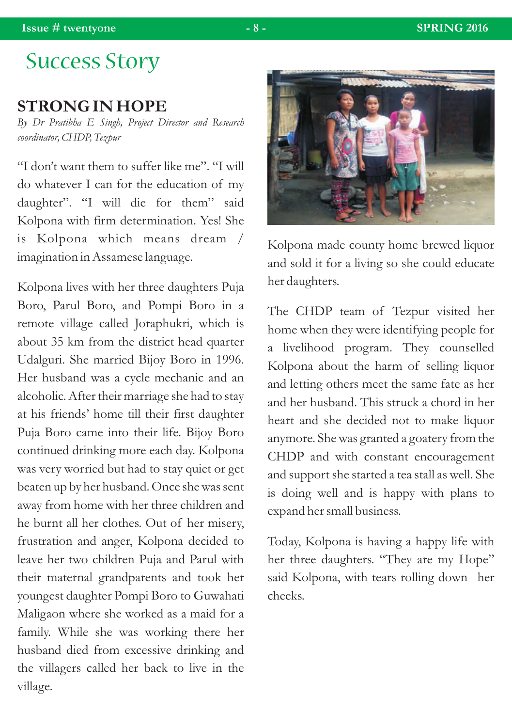# Success Story

## STRONG IN HOPE

*By Dr Pratibha E Singh, Project Director and Research coordinator, CHDP, Tezpur*

"I don't want them to suffer like me". "I will do whatever I can for the education of my daughter". "I will die for them" said Kolpona with firm determination. Yes! She is Kolpona which means dream / imagination in Assamese language.

Kolpona lives with her three daughters Puja Boro, Parul Boro, and Pompi Boro in a remote village called Joraphukri, which is about 35 km from the district head quarter Udalguri. She married Bijoy Boro in 1996. Her husband was a cycle mechanic and an alcoholic. After their marriage she had to stay at his friends' home till their first daughter Puja Boro came into their life. Bijoy Boro continued drinking more each day. Kolpona was very worried but had to stay quiet or get beaten up by her husband. Once she was sent away from home with her three children and he burnt all her clothes. Out of her misery, frustration and anger, Kolpona decided to leave her two children Puja and Parul with their maternal grandparents and took her youngest daughter Pompi Boro to Guwahati Maligaon where she worked as a maid for a family. While she was working there her husband died from excessive drinking and the villagers called her back to live in the village.

Kolpona made county home brewed liquor and sold it for a living so she could educate her daughters.

The CHDP team of Tezpur visited her home when they were identifying people for a livelihood program. They counselled Kolpona about the harm of selling liquor and letting others meet the same fate as her and her husband. This struck a chord in her heart and she decided not to make liquor anymore. She was granted a goatery from the CHDP and with constant encouragement and support she started a tea stall as well. She is doing well and is happy with plans to expand her small business.

Today, Kolpona is having a happy life with her three daughters. "They are my Hope" said Kolpona, with tears rolling down her cheeks.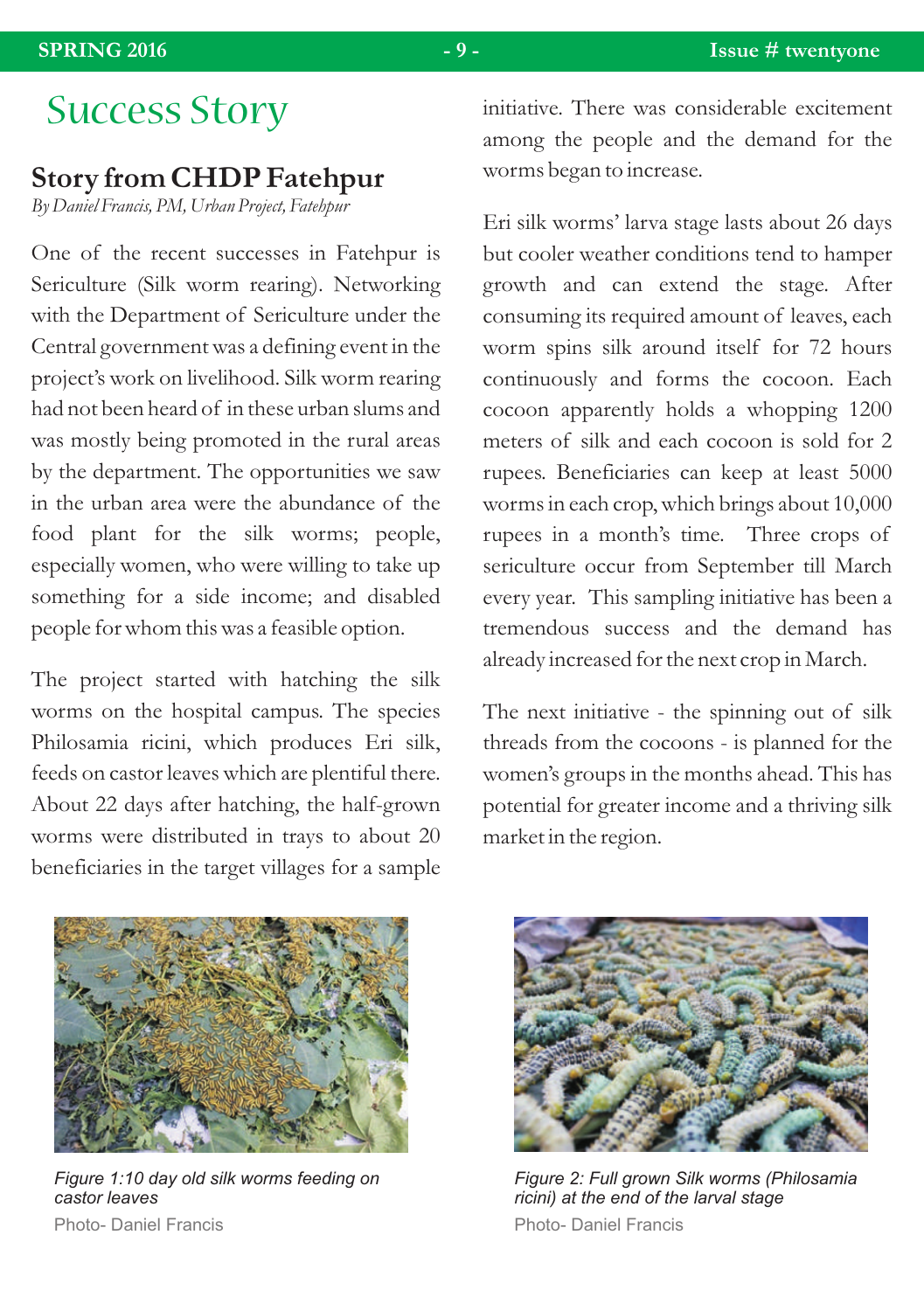# Success Story

## Story from CHDP Fatehpur

*By Daniel Francis, PM, Urban Project, Fatehpur*

One of the recent successes in Fatehpur is Sericulture (Silk worm rearing). Networking with the Department of Sericulture under the Central government was a defining event in the project's work on livelihood. Silk worm rearing had not been heard of in these urban slums and was mostly being promoted in the rural areas by the department. The opportunities we saw in the urban area were the abundance of the food plant for the silk worms; people, especially women, who were willing to take up something for a side income; and disabled people for whom this was a feasible option.

The project started with hatching the silk worms on the hospital campus. The species Philosamia ricini, which produces Eri silk, feeds on castor leaves which are plentiful there. About 22 days after hatching, the half-grown worms were distributed in trays to about 20 beneficiaries in the target villages for a sample initiative. There was considerable excitement among the people and the demand for the worms began to increase.

Eri silk worms' larva stage lasts about 26 days but cooler weather conditions tend to hamper growth and can extend the stage. After consuming its required amount of leaves, each worm spins silk around itself for 72 hours continuously and forms the cocoon. Each cocoon apparently holds a whopping 1200 meters of silk and each cocoon is sold for 2 rupees. Beneficiaries can keep at least 5000 worms in each crop, which brings about 10,000 rupees in a month's time. Three crops of sericulture occur from September till March every year. This sampling initiative has been a tremendous success and the demand has already increased for the next crop in March.

The next initiative - the spinning out of silk threads from the cocoons - is planned for the women's groups in the months ahead. This has potential for greater income and a thriving silk market in the region.

*Figure 1: 10 day old silk worms feeding on castor leaves*

Photo- Daniel Francis

*Figure 2: Full grown Silk worms (Philosamia ricini) at the end of the larval stage*

Photo- Daniel Francis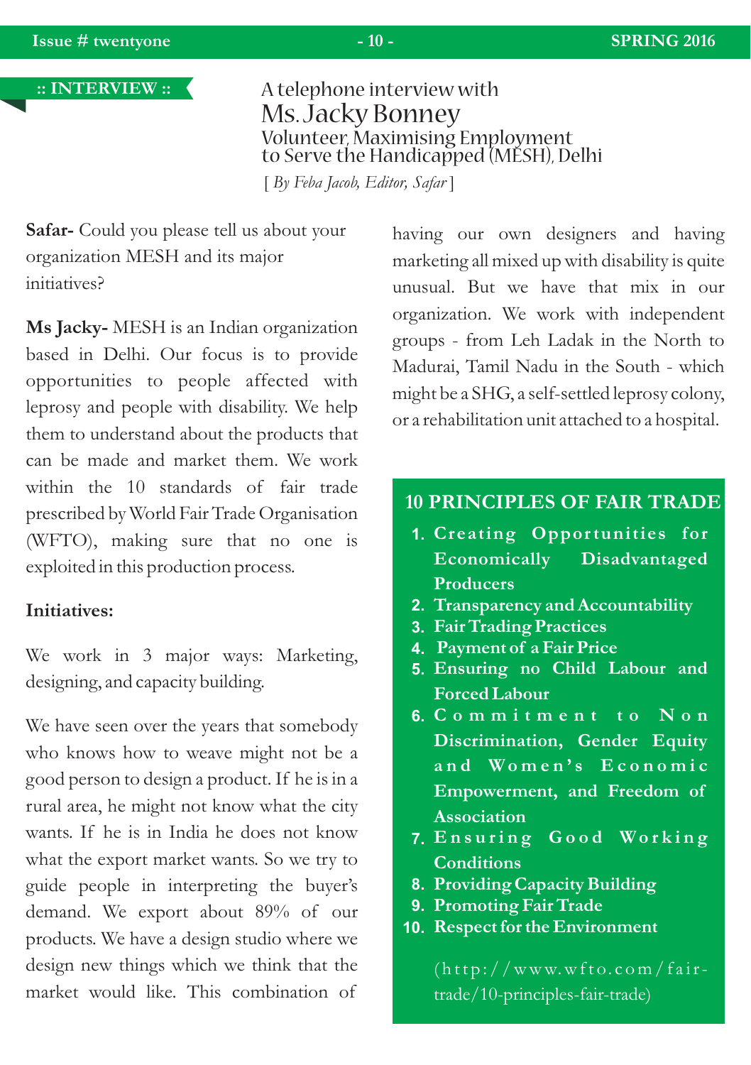:: INTERVIEW ::

A telephone interview with

# Ms. Jacky Bonney

## Volunteer, Maximising Employment to Serve the Handicapped (MESH), Delhi

[ *By Feba Jacob, Editor, Safar* ]

**Safar-** Could you please tell us about your organization MESH and its major initiatives?

**Ms Jacky-** MESH is an Indian organization based in Delhi. Our focus is to provide opportunities to people affected with leprosy and people with disability. We help them to understand about the products that can be made and market them. We work within the 10 standards of fair trade prescribed by World Fair Trade Organisation (WFTO), making sure that no one is exploited in this production process.

**Initiatives:**

We work in 3 major ways: Marketing, designing, and capacity building.

We have seen over the years that somebody who knows how to weave might not be a good person to design a product. If he is in a rural area, he might not know what the city wants. If he is in India he does not know what the export market wants. So we try to guide people in interpreting the buyer's demand. We export about 89% of our products. We have a design studio where we design new things which we think that the market would like. This combination of having our own designers and having marketing all mixed up with disability is quite unusual. But we have that mix in our organization. We work with independent groups - from Leh Ladak in the North to Madurai, Tamil Nadu in the South - which might be a SHG, a self-settled leprosy colony, or a rehabilitation unit attached to a hospital.

**10 PRINCIPLES OF FAIR TRADE**

1. **Creating Opportunities for Economically Disadvantaged Producers**
2. **Transparency and Accountability**
3. **Fair Trading Practices**
4. **Payment of a Fair Price**
5. **Ensuring no Child Labour and Forced Labour**
6. **Commitment to Non Discrimination, Gender Equity and Women's Economic Empowerment, and Freedom of Association**
7. **Ensuring Good Working Conditions**
8. **Providing Capacity Building**
9. **Promoting Fair Trade**
10. **Respect for the Environment**

(http://www.wfto.com/fair-trade/10-principles-fair-trade)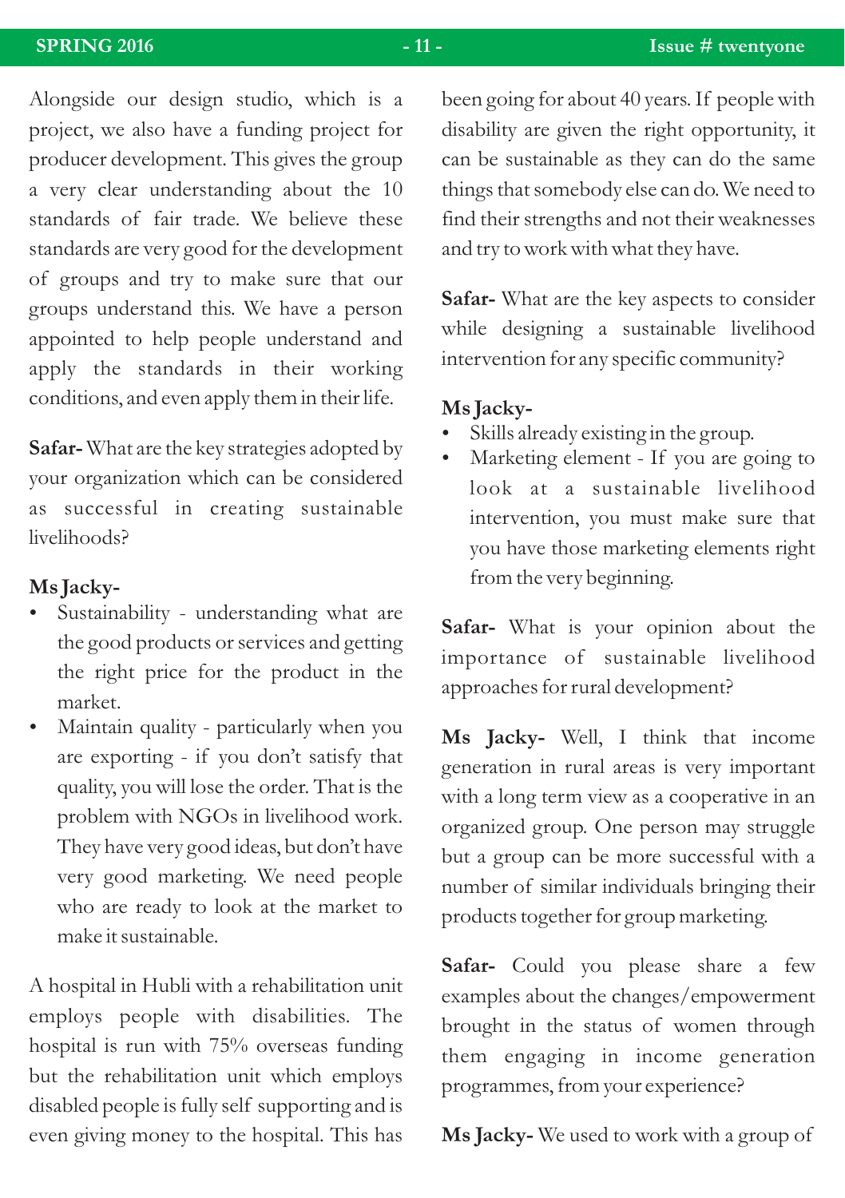Alongside our design studio, which is a project, we also have a funding project for producer development. This gives the group a very clear understanding about the 10 standards of fair trade. We believe these standards are very good for the development of groups and try to make sure that our groups understand this. We have a person appointed to help people understand and apply the standards in their working conditions, and even apply them in their life.

**Safar-** What are the key strategies adopted by your organization which can be considered as successful in creating sustainable livelihoods?

**Ms Jacky-**

- Sustainability - understanding what are the good products or services and getting the right price for the product in the market.
- Maintain quality - particularly when you are exporting - if you don't satisfy that quality, you will lose the order. That is the problem with NGOs in livelihood work. They have very good ideas, but don't have very good marketing. We need people who are ready to look at the market to make it sustainable.

A hospital in Hubli with a rehabilitation unit employs people with disabilities. The hospital is run with 75% overseas funding but the rehabilitation unit which employs disabled people is fully self supporting and is even giving money to the hospital. This has been going for about 40 years. If people with disability are given the right opportunity, it can be sustainable as they can do the same things that somebody else can do. We need to find their strengths and not their weaknesses and try to work with what they have.

**Safar-** What are the key aspects to consider while designing a sustainable livelihood intervention for any specific community?

**Ms Jacky-**

- Skills already existing in the group.
- Marketing element - If you are going to look at a sustainable livelihood intervention, you must make sure that you have those marketing elements right from the very beginning.

**Safar-** What is your opinion about the importance of sustainable livelihood approaches for rural development?

**Ms Jacky-** Well, I think that income generation in rural areas is very important with a long term view as a cooperative in an organized group. One person may struggle but a group can be more successful with a number of similar individuals bringing their products together for group marketing.

**Safar-** Could you please share a few examples about the changes/empowerment brought in the status of women through them engaging in income generation programmes, from your experience?

**Ms Jacky-** We used to work with a group of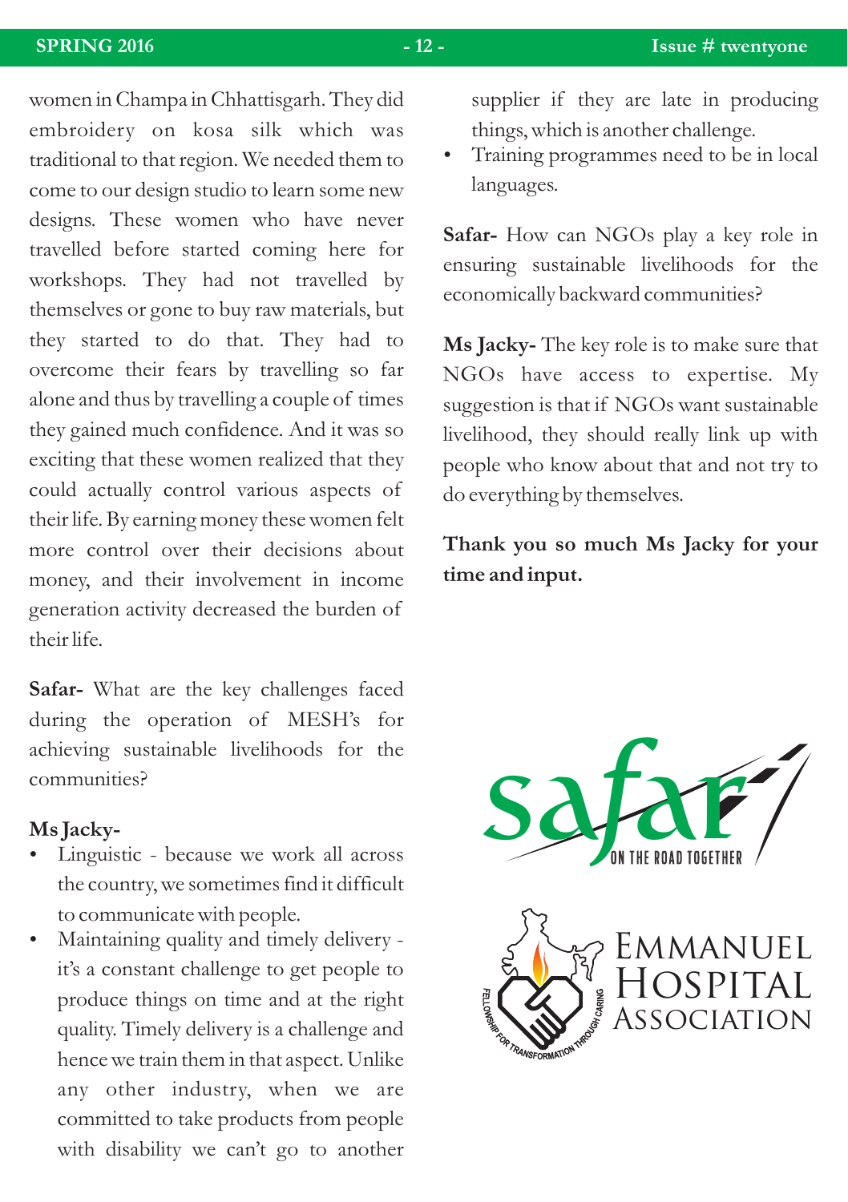women in Champa in Chhattisgarh. They did embroidery on kosa silk which was traditional to that region. We needed them to come to our design studio to learn some new designs. These women who have never travelled before started coming here for workshops. They had not travelled by themselves or gone to buy raw materials, but they started to do that. They had to overcome their fears by travelling so far alone and thus by travelling a couple of times they gained much confidence. And it was so exciting that these women realized that they could actually control various aspects of their life. By earning money these women felt more control over their decisions about money, and their involvement in income generation activity decreased the burden of their life.

**Safar-** What are the key challenges faced during the operation of MESH's for achieving sustainable livelihoods for the communities?

**Ms Jacky-**

- Linguistic - because we work all across the country, we sometimes find it difficult to communicate with people.
- Maintaining quality and timely delivery - it's a constant challenge to get people to produce things on time and at the right quality. Timely delivery is a challenge and hence we train them in that aspect. Unlike any other industry, when we are committed to take products from people with disability we can't go to another supplier if they are late in producing things, which is another challenge.
- Training programmes need to be in local languages.

**Safar-** How can NGOs play a key role in ensuring sustainable livelihoods for the economically backward communities?

**Ms Jacky-** The key role is to make sure that NGOs have access to expertise. My suggestion is that if NGOs want sustainable livelihood, they should really link up with people who know about that and not try to do everything by themselves.

**Thank you so much Ms Jacky for your time and input.**

safar — ON THE ROAD TOGETHER

EMMANUEL HOSPITAL ASSOCIATION

FELLOWSHIP FOR TRANSFORMATION THROUGH CARING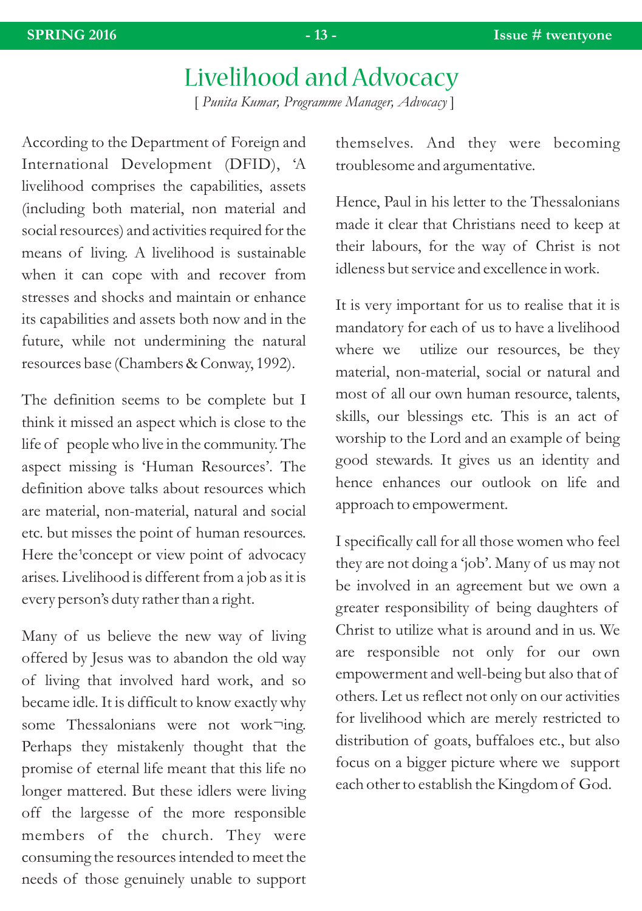# Livelihood and Advocacy

[ *Punita Kumar, Programme Manager, Advocacy* ]

According to the Department of Foreign and International Development (DFID), 'A livelihood comprises the capabilities, assets (including both material, non material and social resources) and activities required for the means of living. A livelihood is sustainable when it can cope with and recover from stresses and shocks and maintain or enhance its capabilities and assets both now and in the future, while not undermining the natural resources base (Chambers & Conway, 1992).

The definition seems to be complete but I think it missed an aspect which is close to the life of people who live in the community. The aspect missing is 'Human Resources'. The definition above talks about resources which are material, non-material, natural and social etc. but misses the point of human resources. Here the[1]concept or view point of advocacy arises. Livelihood is different from a job as it is every person's duty rather than a right.

Many of us believe the new way of living offered by Jesus was to abandon the old way of living that involved hard work, and so became idle. It is difficult to know exactly why some Thessalonians were not work¬ing. Perhaps they mistakenly thought that the promise of eternal life meant that this life no longer mattered. But these idlers were living off the largesse of the more responsible members of the church. They were consuming the resources intended to meet the needs of those genuinely unable to support themselves. And they were becoming troublesome and argumentative.

Hence, Paul in his letter to the Thessalonians made it clear that Christians need to keep at their labours, for the way of Christ is not idleness but service and excellence in work.

It is very important for us to realise that it is mandatory for each of us to have a livelihood where we utilize our resources, be they material, non-material, social or natural and most of all our own human resource, talents, skills, our blessings etc. This is an act of worship to the Lord and an example of being good stewards. It gives us an identity and hence enhances our outlook on life and approach to empowerment.

I specifically call for all those women who feel they are not doing a 'job'. Many of us may not be involved in an agreement but we own a greater responsibility of being daughters of Christ to utilize what is around and in us. We are responsible not only for our own empowerment and well-being but also that of others. Let us reflect not only on our activities for livelihood which are merely restricted to distribution of goats, buffaloes etc., but also focus on a bigger picture where we support each other to establish the Kingdom of God.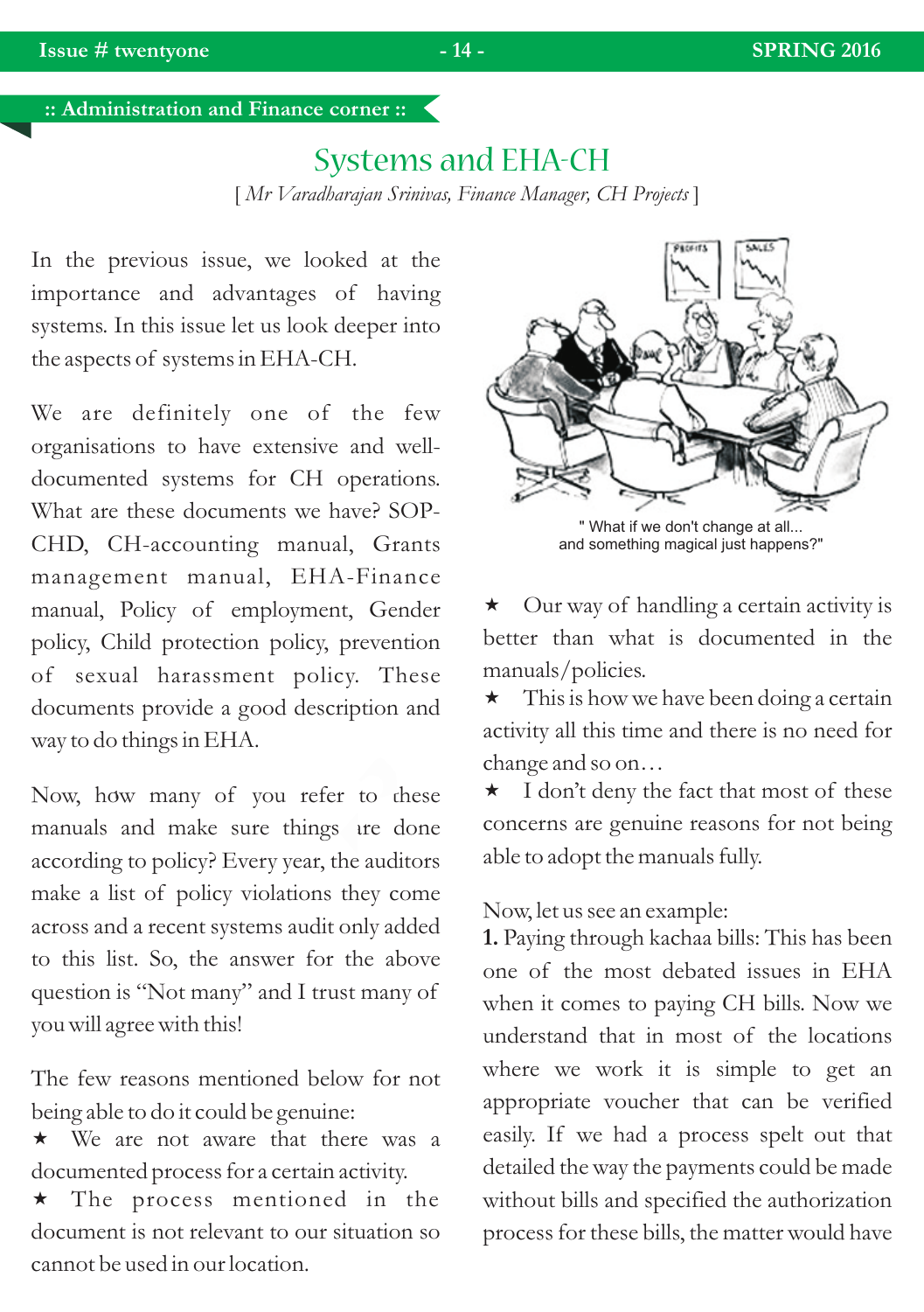:: Administration and Finance corner ::

# Systems and EHA-CH

*[ Mr Varadharajan Srinivas, Finance Manager, CH Projects ]*

In the previous issue, we looked at the importance and advantages of having systems. In this issue let us look deeper into the aspects of systems in EHA-CH.

We are definitely one of the few organisations to have extensive and well-documented systems for CH operations. What are these documents we have? SOP-CHD, CH-accounting manual, Grants management manual, EHA-Finance manual, Policy of employment, Gender policy, Child protection policy, prevention of sexual harassment policy. These documents provide a good description and way to do things in EHA.

Now, how many of you refer to these manuals and make sure things are done according to policy? Every year, the auditors make a list of policy violations they come across and a recent systems audit only added to this list. So, the answer for the above question is "Not many" and I trust many of you will agree with this!

The few reasons mentioned below for not being able to do it could be genuine:

★ We are not aware that there was a documented process for a certain activity.

★ The process mentioned in the document is not relevant to our situation so cannot be used in our location.

" What if we don't change at all... and something magical just happens?"

★ Our way of handling a certain activity is better than what is documented in the manuals/policies.

★ This is how we have been doing a certain activity all this time and there is no need for change and so on…

★ I don't deny the fact that most of these concerns are genuine reasons for not being able to adopt the manuals fully.

Now, let us see an example:

**1.** Paying through kachaa bills: This has been one of the most debated issues in EHA when it comes to paying CH bills. Now we understand that in most of the locations where we work it is simple to get an appropriate voucher that can be verified easily. If we had a process spelt out that detailed the way the payments could be made without bills and specified the authorization process for these bills, the matter would have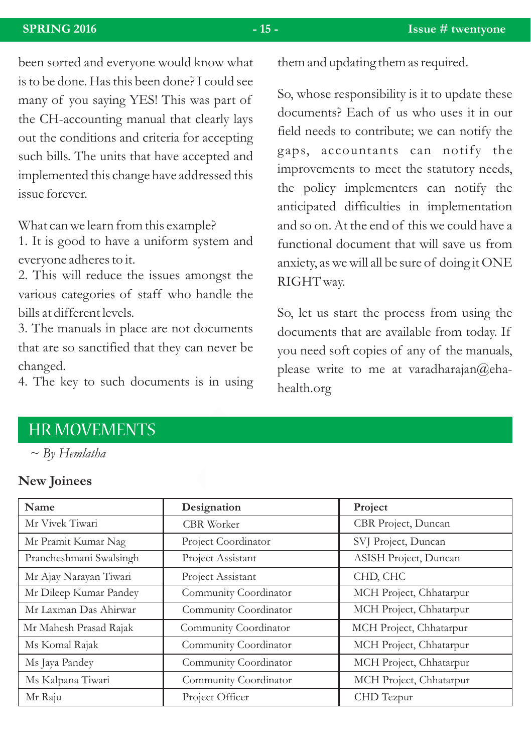been sorted and everyone would know what is to be done. Has this been done? I could see many of you saying YES! This was part of the CH-accounting manual that clearly lays out the conditions and criteria for accepting such bills. The units that have accepted and implemented this change have addressed this issue forever.

What can we learn from this example?
1. It is good to have a uniform system and everyone adheres to it.
2. This will reduce the issues amongst the various categories of staff who handle the bills at different levels.
3. The manuals in place are not documents that are so sanctified that they can never be changed.
4. The key to such documents is in using them and updating them as required.

So, whose responsibility is it to update these documents? Each of us who uses it in our field needs to contribute; we can notify the gaps, accountants can notify the improvements to meet the statutory needs, the policy implementers can notify the anticipated difficulties in implementation and so on. At the end of this we could have a functional document that will save us from anxiety, as we will all be sure of doing it ONE RIGHT way.

So, let us start the process from using the documents that are available from today. If you need soft copies of any of the manuals, please write to me at varadharajan@eha-health.org

## HR MOVEMENTS

*~ By Hemlatha*

### New Joinees

| Name | Designation | Project |
|---|---|---|
| Mr Vivek Tiwari | CBR Worker | CBR Project, Duncan |
| Mr Pramit Kumar Nag | Project Coordinator | SVJ Project, Duncan |
| Prancheshmani Swalsingh | Project Assistant | ASISH Project, Duncan |
| Mr Ajay Narayan Tiwari | Project Assistant | CHD, CHC |
| Mr Dileep Kumar Pandey | Community Coordinator | MCH Project, Chhatarpur |
| Mr Laxman Das Ahirwar | Community Coordinator | MCH Project, Chhatarpur |
| Mr Mahesh Prasad Rajak | Community Coordinator | MCH Project, Chhatarpur |
| Ms Komal Rajak | Community Coordinator | MCH Project, Chhatarpur |
| Ms Jaya Pandey | Community Coordinator | MCH Project, Chhatarpur |
| Ms Kalpana Tiwari | Community Coordinator | MCH Project, Chhatarpur |
| Mr Raju | Project Officer | CHD Tezpur |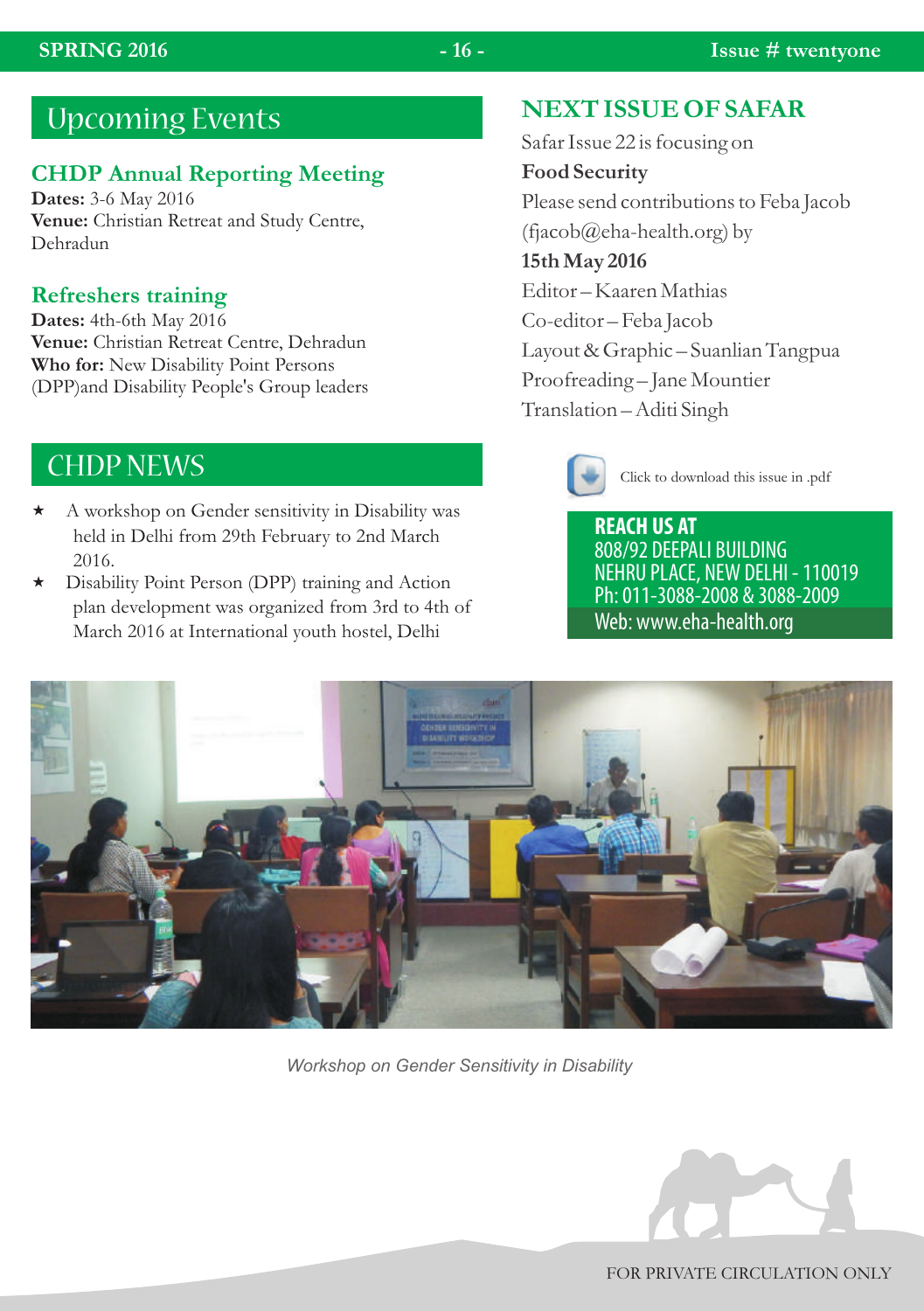## Upcoming Events

### CHDP Annual Reporting Meeting

**Dates:** 3-6 May 2016
**Venue:** Christian Retreat and Study Centre, Dehradun

### Refreshers training

**Dates:** 4th-6th May 2016
**Venue:** Christian Retreat Centre, Dehradun
**Who for:** New Disability Point Persons (DPP)and Disability People's Group leaders

## CHDP NEWS

- A workshop on Gender sensitivity in Disability was held in Delhi from 29th February to 2nd March 2016.
- Disability Point Person (DPP) training and Action plan development was organized from 3rd to 4th of March 2016 at International youth hostel, Delhi

## NEXT ISSUE OF SAFAR

Safar Issue 22 is focusing on
**Food Security**
Please send contributions to Feba Jacob (fjacob@eha-health.org) by
**15th May 2016**

Editor – Kaaren Mathias
Co-editor – Feba Jacob
Layout & Graphic – Suanlian Tangpua
Proofreading – Jane Mountier
Translation – Aditi Singh

Click to download this issue in .pdf

**REACH US AT**
808/92 DEEPALI BUILDING
NEHRU PLACE, NEW DELHI - 110019
Ph: 011-3088-2008 & 3088-2009
Web: www.eha-health.org

*Workshop on Gender Sensitivity in Disability*

FOR PRIVATE CIRCULATION ONLY